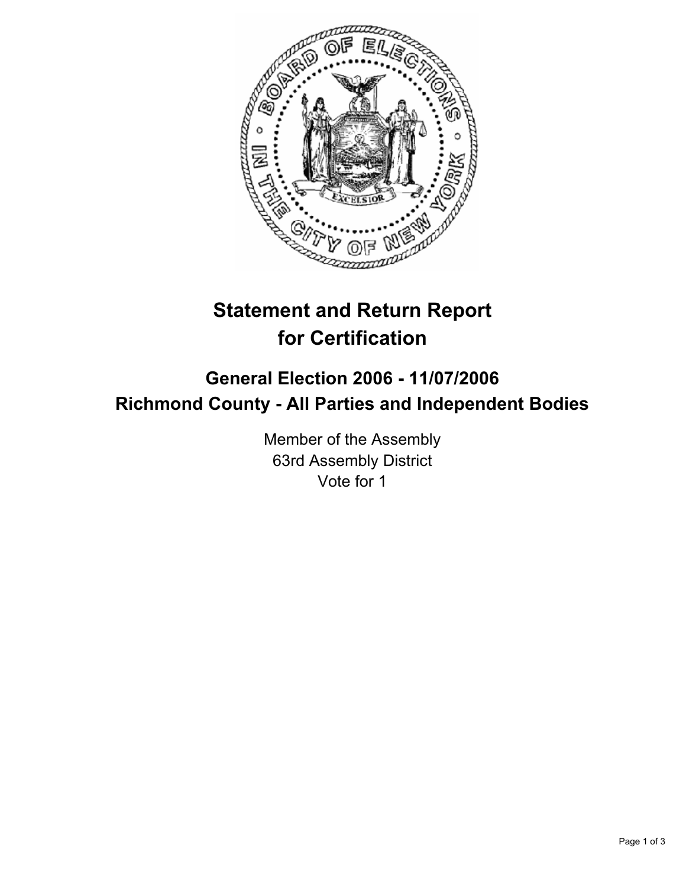# Statement and Return Report for Certification

## General Election 2006 - 11/07/2006

## Richmond County - All Parties and Independent Bodies

Member of the Assembly
63rd Assembly District
Vote for 1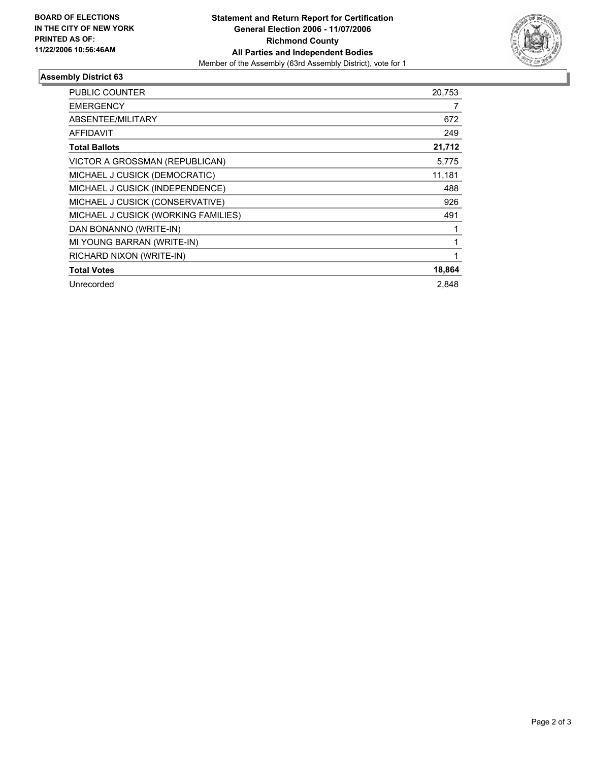**BOARD OF ELECTIONS IN THE CITY OF NEW YORK PRINTED AS OF: 11/22/2006 10:56:46AM**

**Statement and Return Report for Certification**
**General Election 2006 - 11/07/2006**
**Richmond County**
**All Parties and Independent Bodies**
Member of the Assembly (63rd Assembly District), vote for 1

### Assembly District 63

| | |
|---|---|
| PUBLIC COUNTER | 20,753 |
| EMERGENCY | 7 |
| ABSENTEE/MILITARY | 672 |
| AFFIDAVIT | 249 |
| **Total Ballots** | **21,712** |
| VICTOR A GROSSMAN (REPUBLICAN) | 5,775 |
| MICHAEL J CUSICK (DEMOCRATIC) | 11,181 |
| MICHAEL J CUSICK (INDEPENDENCE) | 488 |
| MICHAEL J CUSICK (CONSERVATIVE) | 926 |
| MICHAEL J CUSICK (WORKING FAMILIES) | 491 |
| DAN BONANNO (WRITE-IN) | 1 |
| MI YOUNG BARRAN (WRITE-IN) | 1 |
| RICHARD NIXON (WRITE-IN) | 1 |
| **Total Votes** | **18,864** |
| Unrecorded | 2,848 |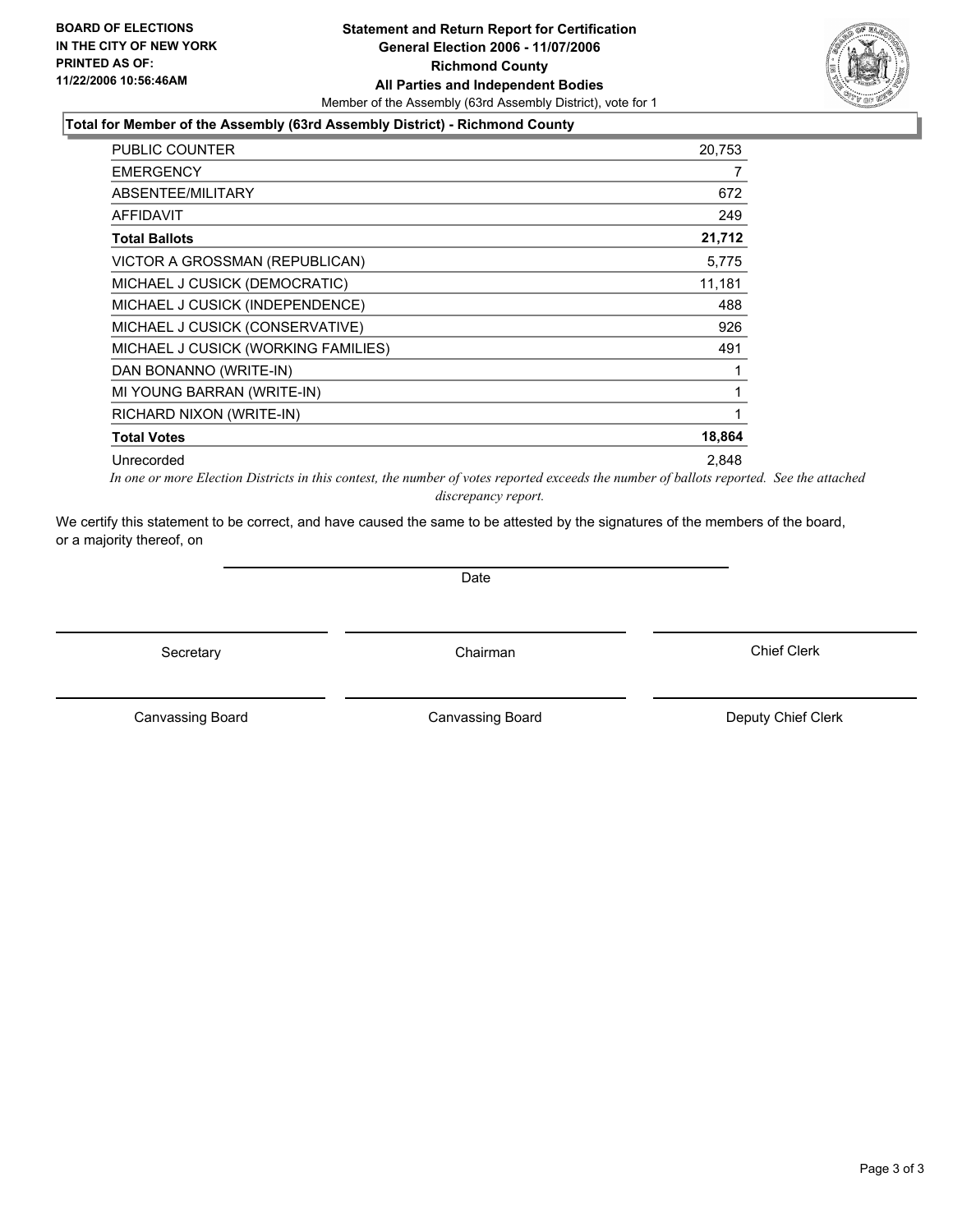**BOARD OF ELECTIONS IN THE CITY OF NEW YORK PRINTED AS OF: 11/22/2006 10:56:46AM**

**Statement and Return Report for Certification**
**General Election 2006 - 11/07/2006**
**Richmond County**
**All Parties and Independent Bodies**
Member of the Assembly (63rd Assembly District), vote for 1

**Total for Member of the Assembly (63rd Assembly District) - Richmond County**

| | |
|---|---|
| PUBLIC COUNTER | 20,753 |
| EMERGENCY | 7 |
| ABSENTEE/MILITARY | 672 |
| AFFIDAVIT | 249 |
| **Total Ballots** | **21,712** |
| VICTOR A GROSSMAN (REPUBLICAN) | 5,775 |
| MICHAEL J CUSICK (DEMOCRATIC) | 11,181 |
| MICHAEL J CUSICK (INDEPENDENCE) | 488 |
| MICHAEL J CUSICK (CONSERVATIVE) | 926 |
| MICHAEL J CUSICK (WORKING FAMILIES) | 491 |
| DAN BONANNO (WRITE-IN) | 1 |
| MI YOUNG BARRAN (WRITE-IN) | 1 |
| RICHARD NIXON (WRITE-IN) | 1 |
| **Total Votes** | **18,864** |
| Unrecorded | 2,848 |

*In one or more Election Districts in this contest, the number of votes reported exceeds the number of ballots reported. See the attached discrepancy report.*

We certify this statement to be correct, and have caused the same to be attested by the signatures of the members of the board, or a majority thereof, on

Date

Secretary

Chairman

Chief Clerk

Canvassing Board

Canvassing Board

Deputy Chief Clerk